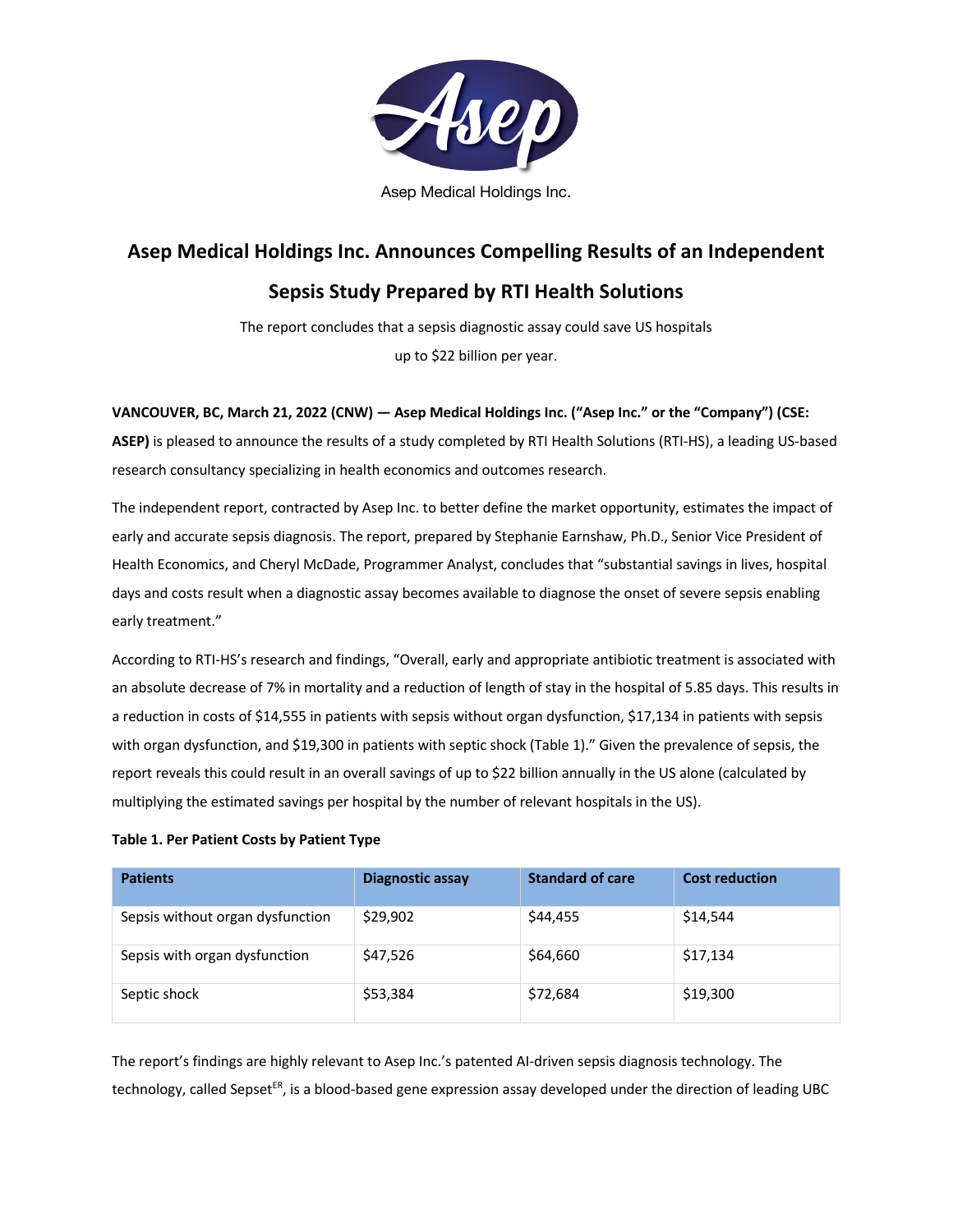Asep Medical Holdings Inc.

# Asep Medical Holdings Inc. Announces Compelling Results of an Independent Sepsis Study Prepared by RTI Health Solutions

The report concludes that a sepsis diagnostic assay could save US hospitals up to $22 billion per year.

**VANCOUVER, BC, March 21, 2022 (CNW) — Asep Medical Holdings Inc. ("Asep Inc." or the "Company") (CSE: ASEP)** is pleased to announce the results of a study completed by RTI Health Solutions (RTI-HS), a leading US-based research consultancy specializing in health economics and outcomes research.

The independent report, contracted by Asep Inc. to better define the market opportunity, estimates the impact of early and accurate sepsis diagnosis. The report, prepared by Stephanie Earnshaw, Ph.D., Senior Vice President of Health Economics, and Cheryl McDade, Programmer Analyst, concludes that "substantial savings in lives, hospital days and costs result when a diagnostic assay becomes available to diagnose the onset of severe sepsis enabling early treatment."

According to RTI-HS's research and findings, "Overall, early and appropriate antibiotic treatment is associated with an absolute decrease of 7% in mortality and a reduction of length of stay in the hospital of 5.85 days. This results in a reduction in costs of $14,555 in patients with sepsis without organ dysfunction, $17,134 in patients with sepsis with organ dysfunction, and $19,300 in patients with septic shock (Table 1)." Given the prevalence of sepsis, the report reveals this could result in an overall savings of up to $22 billion annually in the US alone (calculated by multiplying the estimated savings per hospital by the number of relevant hospitals in the US).

**Table 1. Per Patient Costs by Patient Type**

| Patients | Diagnostic assay | Standard of care | Cost reduction |
|---|---|---|---|
| Sepsis without organ dysfunction | $29,902 | $44,455 | $14,544 |
| Sepsis with organ dysfunction | $47,526 | $64,660 | $17,134 |
| Septic shock | $53,384 | $72,684 | $19,300 |

The report's findings are highly relevant to Asep Inc.'s patented AI-driven sepsis diagnosis technology. The technology, called Sepset$^{ER}$, is a blood-based gene expression assay developed under the direction of leading UBC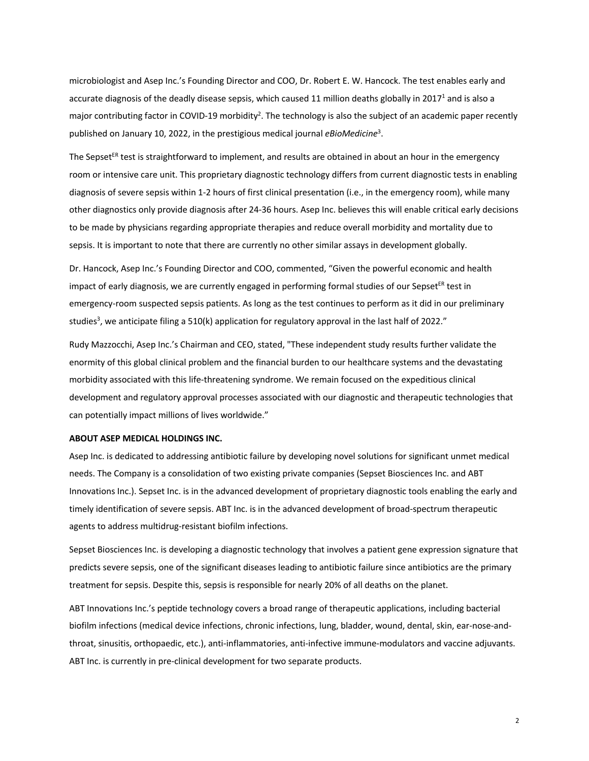microbiologist and Asep Inc.'s Founding Director and COO, Dr. Robert E. W. Hancock. The test enables early and accurate diagnosis of the deadly disease sepsis, which caused 11 million deaths globally in 2017[1] and is also a major contributing factor in COVID-19 morbidity[2]. The technology is also the subject of an academic paper recently published on January 10, 2022, in the prestigious medical journal *eBioMedicine*[3].

The Sepset[ER] test is straightforward to implement, and results are obtained in about an hour in the emergency room or intensive care unit. This proprietary diagnostic technology differs from current diagnostic tests in enabling diagnosis of severe sepsis within 1-2 hours of first clinical presentation (i.e., in the emergency room), while many other diagnostics only provide diagnosis after 24-36 hours. Asep Inc. believes this will enable critical early decisions to be made by physicians regarding appropriate therapies and reduce overall morbidity and mortality due to sepsis. It is important to note that there are currently no other similar assays in development globally.

Dr. Hancock, Asep Inc.'s Founding Director and COO, commented, "Given the powerful economic and health impact of early diagnosis, we are currently engaged in performing formal studies of our Sepset[ER] test in emergency-room suspected sepsis patients. As long as the test continues to perform as it did in our preliminary studies[3], we anticipate filing a 510(k) application for regulatory approval in the last half of 2022."

Rudy Mazzocchi, Asep Inc.'s Chairman and CEO, stated, "These independent study results further validate the enormity of this global clinical problem and the financial burden to our healthcare systems and the devastating morbidity associated with this life-threatening syndrome. We remain focused on the expeditious clinical development and regulatory approval processes associated with our diagnostic and therapeutic technologies that can potentially impact millions of lives worldwide."

**ABOUT ASEP MEDICAL HOLDINGS INC.**

Asep Inc. is dedicated to addressing antibiotic failure by developing novel solutions for significant unmet medical needs. The Company is a consolidation of two existing private companies (Sepset Biosciences Inc. and ABT Innovations Inc.). Sepset Inc. is in the advanced development of proprietary diagnostic tools enabling the early and timely identification of severe sepsis. ABT Inc. is in the advanced development of broad-spectrum therapeutic agents to address multidrug-resistant biofilm infections.

Sepset Biosciences Inc. is developing a diagnostic technology that involves a patient gene expression signature that predicts severe sepsis, one of the significant diseases leading to antibiotic failure since antibiotics are the primary treatment for sepsis. Despite this, sepsis is responsible for nearly 20% of all deaths on the planet.

ABT Innovations Inc.'s peptide technology covers a broad range of therapeutic applications, including bacterial biofilm infections (medical device infections, chronic infections, lung, bladder, wound, dental, skin, ear-nose-and-throat, sinusitis, orthopaedic, etc.), anti-inflammatories, anti-infective immune-modulators and vaccine adjuvants. ABT Inc. is currently in pre-clinical development for two separate products.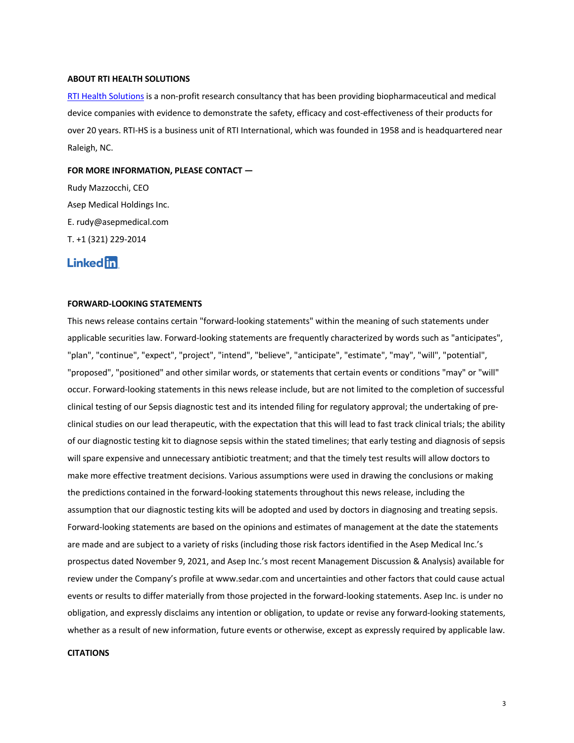**ABOUT RTI HEALTH SOLUTIONS**

[RTI Health Solutions](#) is a non-profit research consultancy that has been providing biopharmaceutical and medical device companies with evidence to demonstrate the safety, efficacy and cost-effectiveness of their products for over 20 years. RTI-HS is a business unit of RTI International, which was founded in 1958 and is headquartered near Raleigh, NC.

**FOR MORE INFORMATION, PLEASE CONTACT —**

Rudy Mazzocchi, CEO
Asep Medical Holdings Inc.
E. rudy@asepmedical.com
T. +1 (321) 229-2014

LinkedIn

**FORWARD-LOOKING STATEMENTS**

This news release contains certain "forward-looking statements" within the meaning of such statements under applicable securities law. Forward-looking statements are frequently characterized by words such as "anticipates", "plan", "continue", "expect", "project", "intend", "believe", "anticipate", "estimate", "may", "will", "potential", "proposed", "positioned" and other similar words, or statements that certain events or conditions "may" or "will" occur. Forward-looking statements in this news release include, but are not limited to the completion of successful clinical testing of our Sepsis diagnostic test and its intended filing for regulatory approval; the undertaking of pre-clinical studies on our lead therapeutic, with the expectation that this will lead to fast track clinical trials; the ability of our diagnostic testing kit to diagnose sepsis within the stated timelines; that early testing and diagnosis of sepsis will spare expensive and unnecessary antibiotic treatment; and that the timely test results will allow doctors to make more effective treatment decisions. Various assumptions were used in drawing the conclusions or making the predictions contained in the forward-looking statements throughout this news release, including the assumption that our diagnostic testing kits will be adopted and used by doctors in diagnosing and treating sepsis. Forward-looking statements are based on the opinions and estimates of management at the date the statements are made and are subject to a variety of risks (including those risk factors identified in the Asep Medical Inc.'s prospectus dated November 9, 2021, and Asep Inc.'s most recent Management Discussion & Analysis) available for review under the Company's profile at www.sedar.com and uncertainties and other factors that could cause actual events or results to differ materially from those projected in the forward-looking statements. Asep Inc. is under no obligation, and expressly disclaims any intention or obligation, to update or revise any forward-looking statements, whether as a result of new information, future events or otherwise, except as expressly required by applicable law.

**CITATIONS**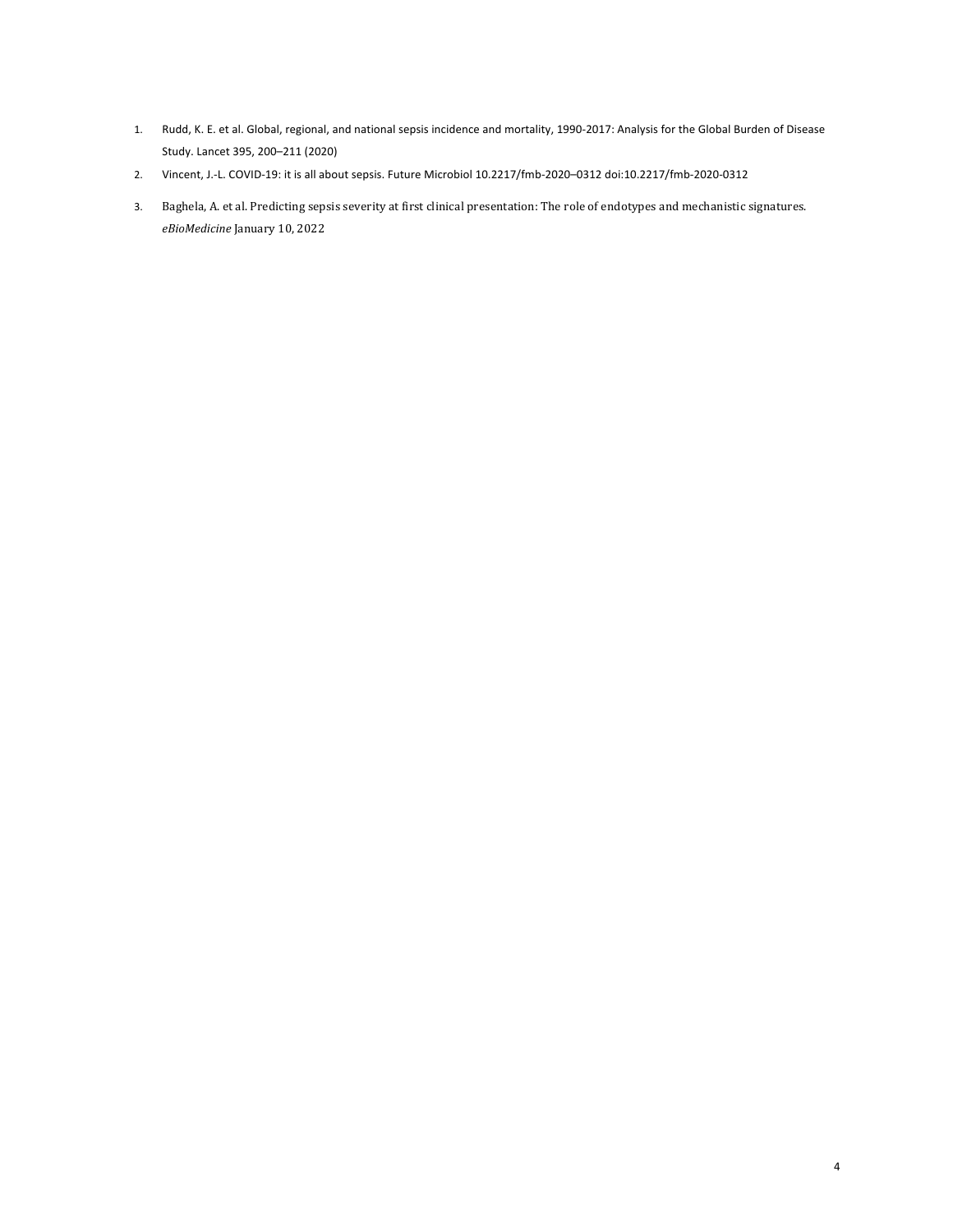1. Rudd, K. E. et al. Global, regional, and national sepsis incidence and mortality, 1990-2017: Analysis for the Global Burden of Disease Study. Lancet 395, 200–211 (2020)
2. Vincent, J.-L. COVID-19: it is all about sepsis. Future Microbiol 10.2217/fmb-2020–0312 doi:10.2217/fmb-2020-0312
3. Baghela, A. et al. Predicting sepsis severity at first clinical presentation: The role of endotypes and mechanistic signatures. *eBioMedicine* January 10, 2022